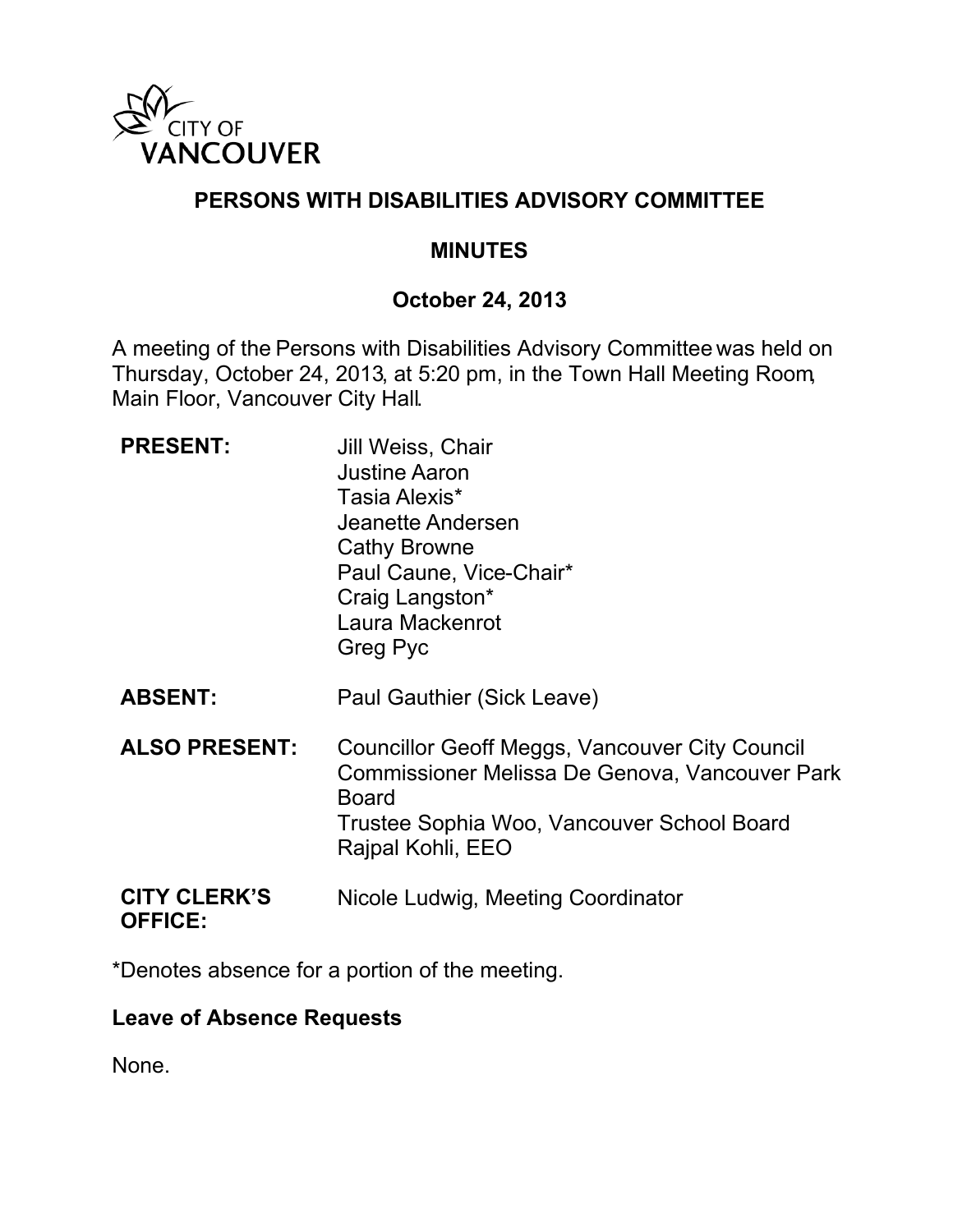# PERSONS WITH DISABILITIES ADVISORY COMMITTEE

## MINUTES

### October 24, 2013

A meeting of the Persons with Disabilities Advisory Committee was held on Thursday, October 24, 2013, at 5:20 pm, in the Town Hall Meeting Room, Main Floor, Vancouver City Hall.

| | |
|---|---|
| **PRESENT:** | Jill Weiss, Chair<br>Justine Aaron<br>Tasia Alexis*<br>Jeanette Andersen<br>Cathy Browne<br>Paul Caune, Vice-Chair*<br>Craig Langston*<br>Laura Mackenrot<br>Greg Pyc |
| **ABSENT:** | Paul Gauthier (Sick Leave) |
| **ALSO PRESENT:** | Councillor Geoff Meggs, Vancouver City Council<br>Commissioner Melissa De Genova, Vancouver Park Board<br>Trustee Sophia Woo, Vancouver School Board<br>Rajpal Kohli, EEO |
| **CITY CLERK'S OFFICE:** | Nicole Ludwig, Meeting Coordinator |

*Denotes absence for a portion of the meeting.

**Leave of Absence Requests**

None.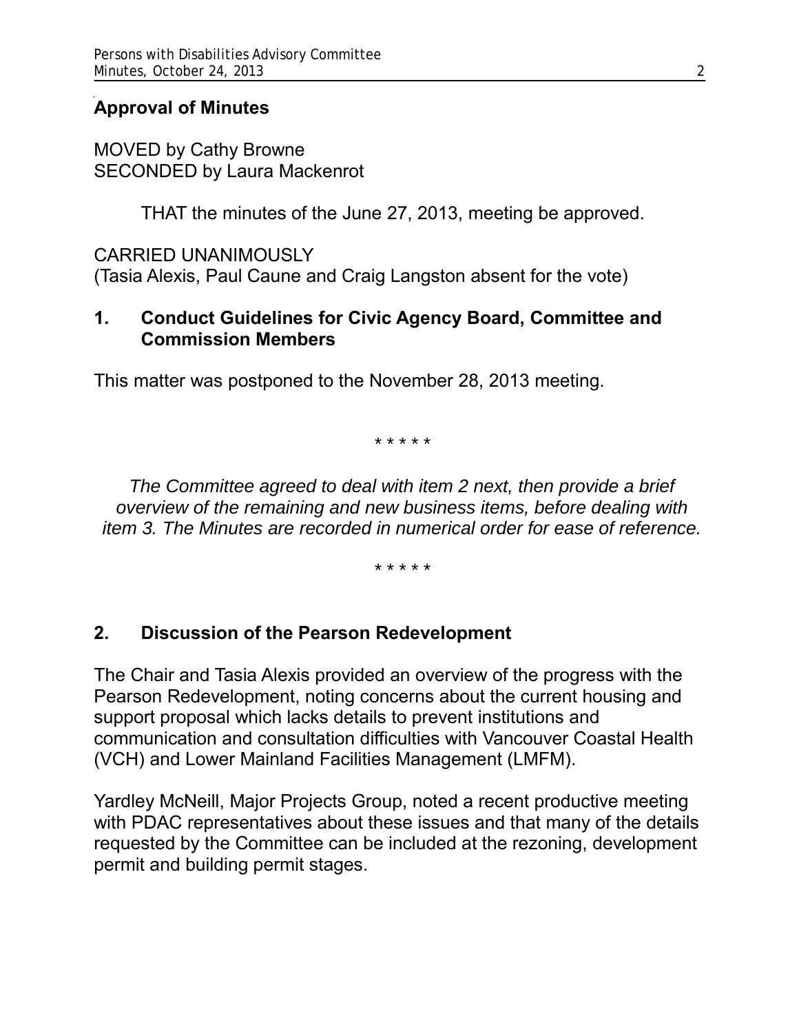## Approval of Minutes

MOVED by Cathy Browne
SECONDED by Laura Mackenrot

THAT the minutes of the June 27, 2013, meeting be approved.

CARRIED UNANIMOUSLY
(Tasia Alexis, Paul Caune and Craig Langston absent for the vote)

## 1. Conduct Guidelines for Civic Agency Board, Committee and Commission Members

This matter was postponed to the November 28, 2013 meeting.

* * * * *

*The Committee agreed to deal with item 2 next, then provide a brief overview of the remaining and new business items, before dealing with item 3. The Minutes are recorded in numerical order for ease of reference.*

* * * * *

## 2. Discussion of the Pearson Redevelopment

The Chair and Tasia Alexis provided an overview of the progress with the Pearson Redevelopment, noting concerns about the current housing and support proposal which lacks details to prevent institutions and communication and consultation difficulties with Vancouver Coastal Health (VCH) and Lower Mainland Facilities Management (LMFM).

Yardley McNeill, Major Projects Group, noted a recent productive meeting with PDAC representatives about these issues and that many of the details requested by the Committee can be included at the rezoning, development permit and building permit stages.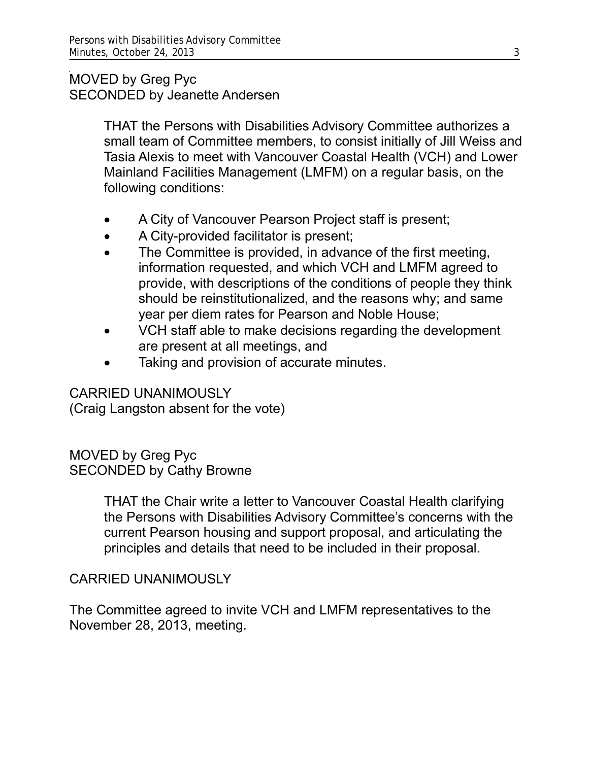MOVED by Greg Pyc
SECONDED by Jeanette Andersen

> THAT the Persons with Disabilities Advisory Committee authorizes a small team of Committee members, to consist initially of Jill Weiss and Tasia Alexis to meet with Vancouver Coastal Health (VCH) and Lower Mainland Facilities Management (LMFM) on a regular basis, on the following conditions:
>
> - A City of Vancouver Pearson Project staff is present;
> - A City-provided facilitator is present;
> - The Committee is provided, in advance of the first meeting, information requested, and which VCH and LMFM agreed to provide, with descriptions of the conditions of people they think should be reinstitutionalized, and the reasons why; and same year per diem rates for Pearson and Noble House;
> - VCH staff able to make decisions regarding the development are present at all meetings, and
> - Taking and provision of accurate minutes.

CARRIED UNANIMOUSLY
(Craig Langston absent for the vote)

MOVED by Greg Pyc
SECONDED by Cathy Browne

> THAT the Chair write a letter to Vancouver Coastal Health clarifying the Persons with Disabilities Advisory Committee's concerns with the current Pearson housing and support proposal, and articulating the principles and details that need to be included in their proposal.

CARRIED UNANIMOUSLY

The Committee agreed to invite VCH and LMFM representatives to the November 28, 2013, meeting.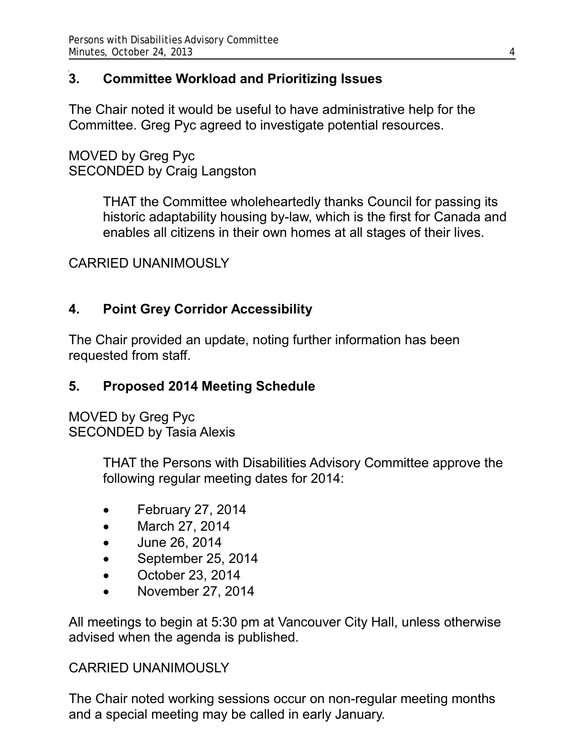## 3. Committee Workload and Prioritizing Issues

The Chair noted it would be useful to have administrative help for the Committee. Greg Pyc agreed to investigate potential resources.

MOVED by Greg Pyc
SECONDED by Craig Langston

> THAT the Committee wholeheartedly thanks Council for passing its historic adaptability housing by-law, which is the first for Canada and enables all citizens in their own homes at all stages of their lives.

CARRIED UNANIMOUSLY

## 4. Point Grey Corridor Accessibility

The Chair provided an update, noting further information has been requested from staff.

## 5. Proposed 2014 Meeting Schedule

MOVED by Greg Pyc
SECONDED by Tasia Alexis

> THAT the Persons with Disabilities Advisory Committee approve the following regular meeting dates for 2014:
>
> - February 27, 2014
> - March 27, 2014
> - June 26, 2014
> - September 25, 2014
> - October 23, 2014
> - November 27, 2014

All meetings to begin at 5:30 pm at Vancouver City Hall, unless otherwise advised when the agenda is published.

CARRIED UNANIMOUSLY

The Chair noted working sessions occur on non-regular meeting months and a special meeting may be called in early January.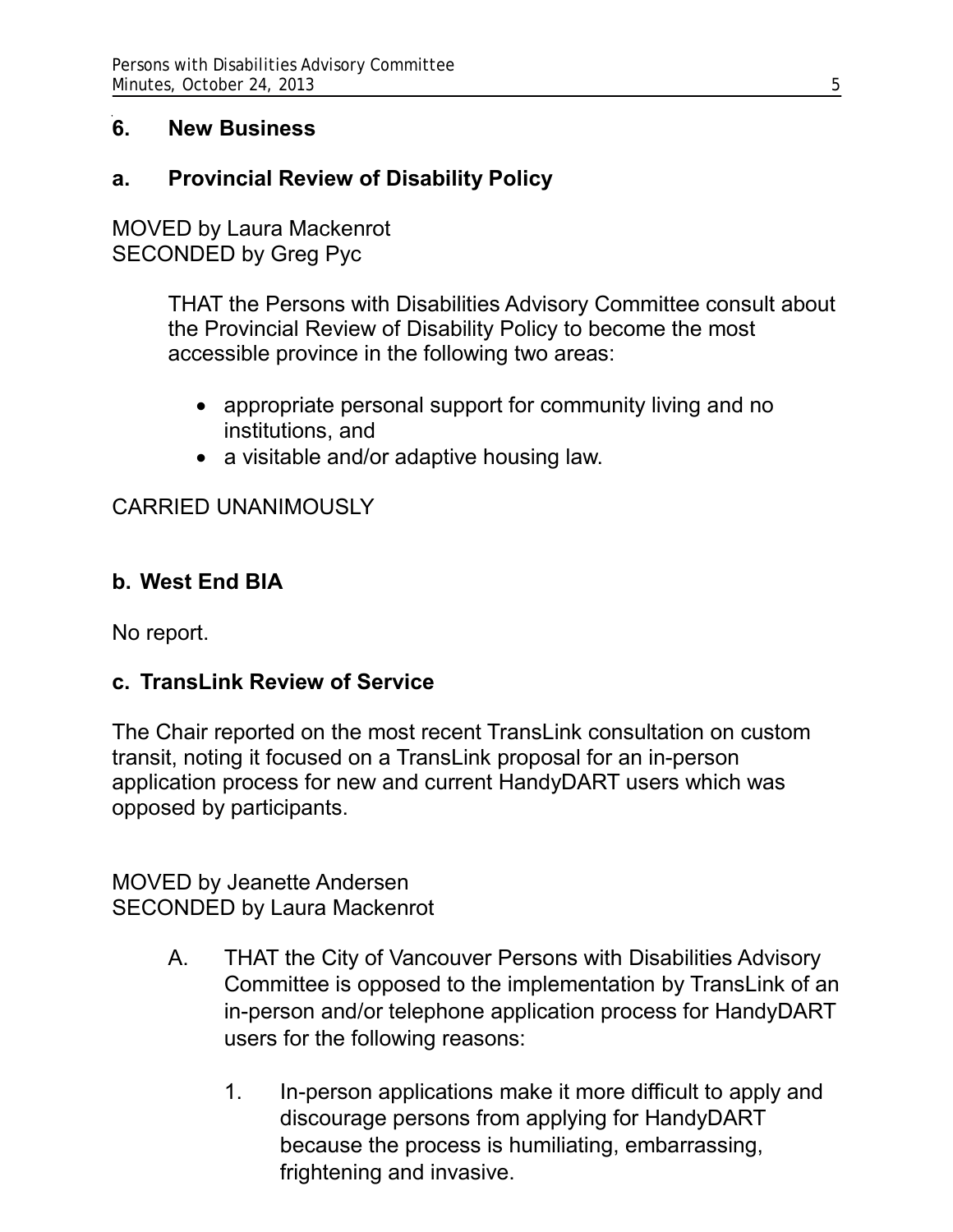## 6. New Business

### a. Provincial Review of Disability Policy

MOVED by Laura Mackenrot
SECONDED by Greg Pyc

> THAT the Persons with Disabilities Advisory Committee consult about the Provincial Review of Disability Policy to become the most accessible province in the following two areas:
>
> - appropriate personal support for community living and no institutions, and
> - a visitable and/or adaptive housing law.

CARRIED UNANIMOUSLY

### b. West End BIA

No report.

### c. TransLink Review of Service

The Chair reported on the most recent TransLink consultation on custom transit, noting it focused on a TransLink proposal for an in-person application process for new and current HandyDART users which was opposed by participants.

MOVED by Jeanette Andersen
SECONDED by Laura Mackenrot

A. THAT the City of Vancouver Persons with Disabilities Advisory Committee is opposed to the implementation by TransLink of an in-person and/or telephone application process for HandyDART users for the following reasons:

   1. In-person applications make it more difficult to apply and discourage persons from applying for HandyDART because the process is humiliating, embarrassing, frightening and invasive.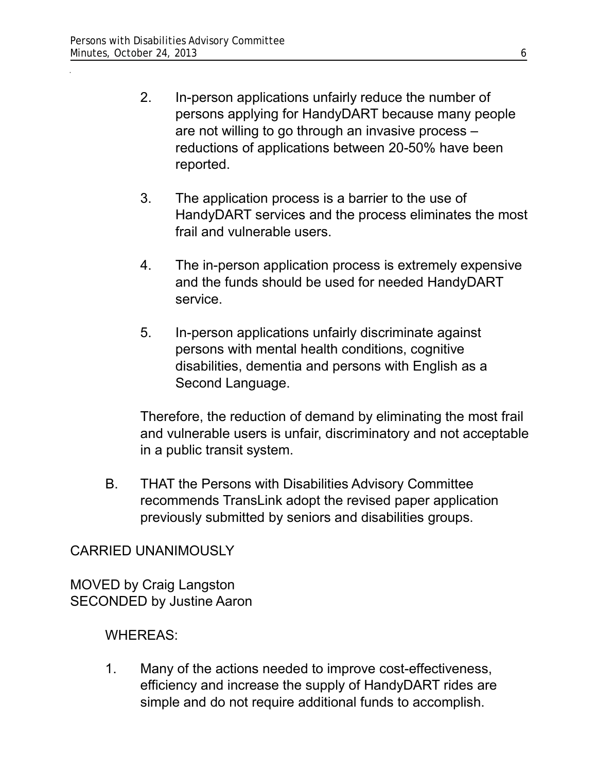2. In-person applications unfairly reduce the number of persons applying for HandyDART because many people are not willing to go through an invasive process – reductions of applications between 20-50% have been reported.

3. The application process is a barrier to the use of HandyDART services and the process eliminates the most frail and vulnerable users.

4. The in-person application process is extremely expensive and the funds should be used for needed HandyDART service.

5. In-person applications unfairly discriminate against persons with mental health conditions, cognitive disabilities, dementia and persons with English as a Second Language.

Therefore, the reduction of demand by eliminating the most frail and vulnerable users is unfair, discriminatory and not acceptable in a public transit system.

B. THAT the Persons with Disabilities Advisory Committee recommends TransLink adopt the revised paper application previously submitted by seniors and disabilities groups.

CARRIED UNANIMOUSLY

MOVED by Craig Langston
SECONDED by Justine Aaron

WHEREAS:

1. Many of the actions needed to improve cost-effectiveness, efficiency and increase the supply of HandyDART rides are simple and do not require additional funds to accomplish.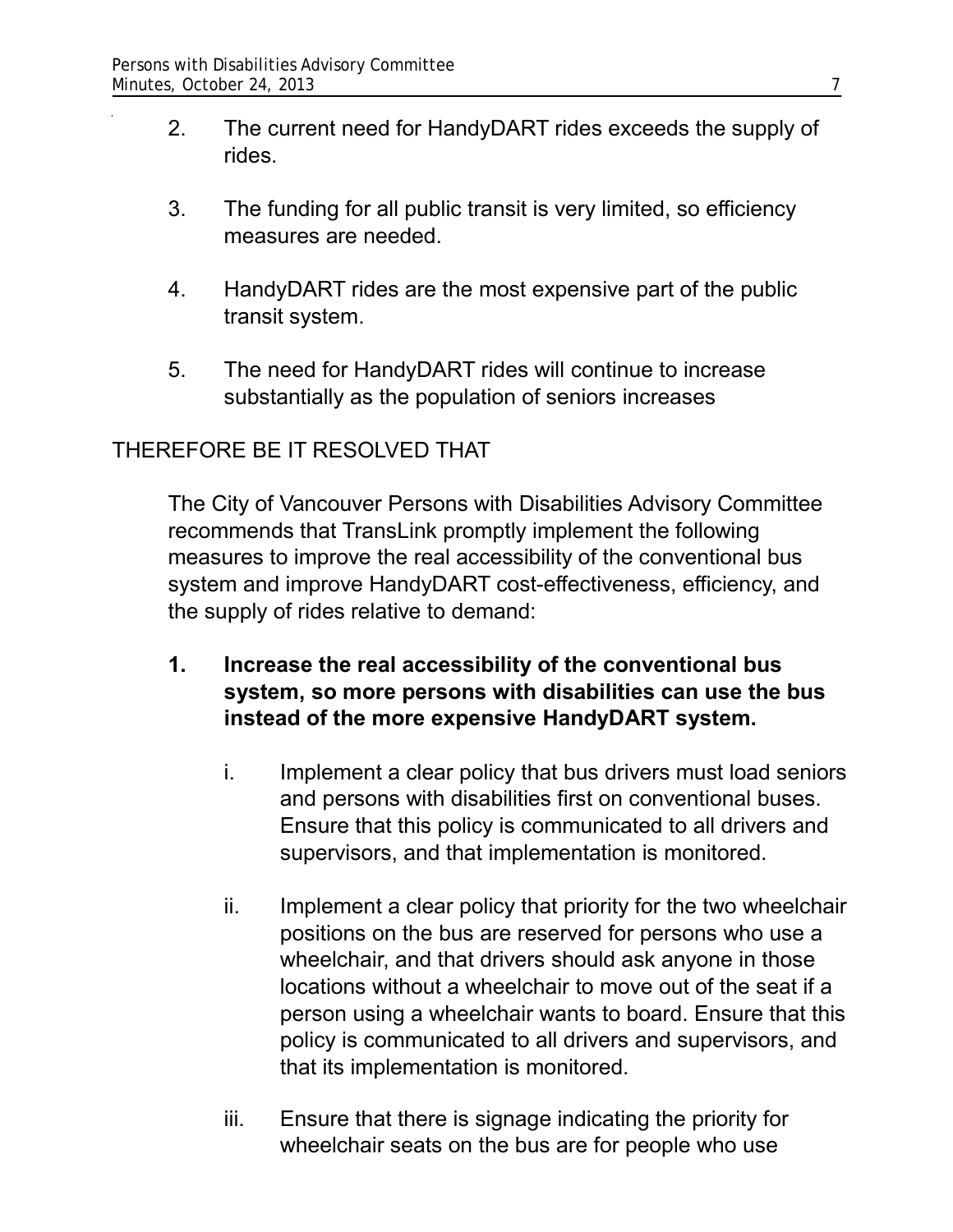2. The current need for HandyDART rides exceeds the supply of rides.

3. The funding for all public transit is very limited, so efficiency measures are needed.

4. HandyDART rides are the most expensive part of the public transit system.

5. The need for HandyDART rides will continue to increase substantially as the population of seniors increases

THEREFORE BE IT RESOLVED THAT

The City of Vancouver Persons with Disabilities Advisory Committee recommends that TransLink promptly implement the following measures to improve the real accessibility of the conventional bus system and improve HandyDART cost-effectiveness, efficiency, and the supply of rides relative to demand:

**1. Increase the real accessibility of the conventional bus system, so more persons with disabilities can use the bus instead of the more expensive HandyDART system.**

i. Implement a clear policy that bus drivers must load seniors and persons with disabilities first on conventional buses. Ensure that this policy is communicated to all drivers and supervisors, and that implementation is monitored.

ii. Implement a clear policy that priority for the two wheelchair positions on the bus are reserved for persons who use a wheelchair, and that drivers should ask anyone in those locations without a wheelchair to move out of the seat if a person using a wheelchair wants to board. Ensure that this policy is communicated to all drivers and supervisors, and that its implementation is monitored.

iii. Ensure that there is signage indicating the priority for wheelchair seats on the bus are for people who use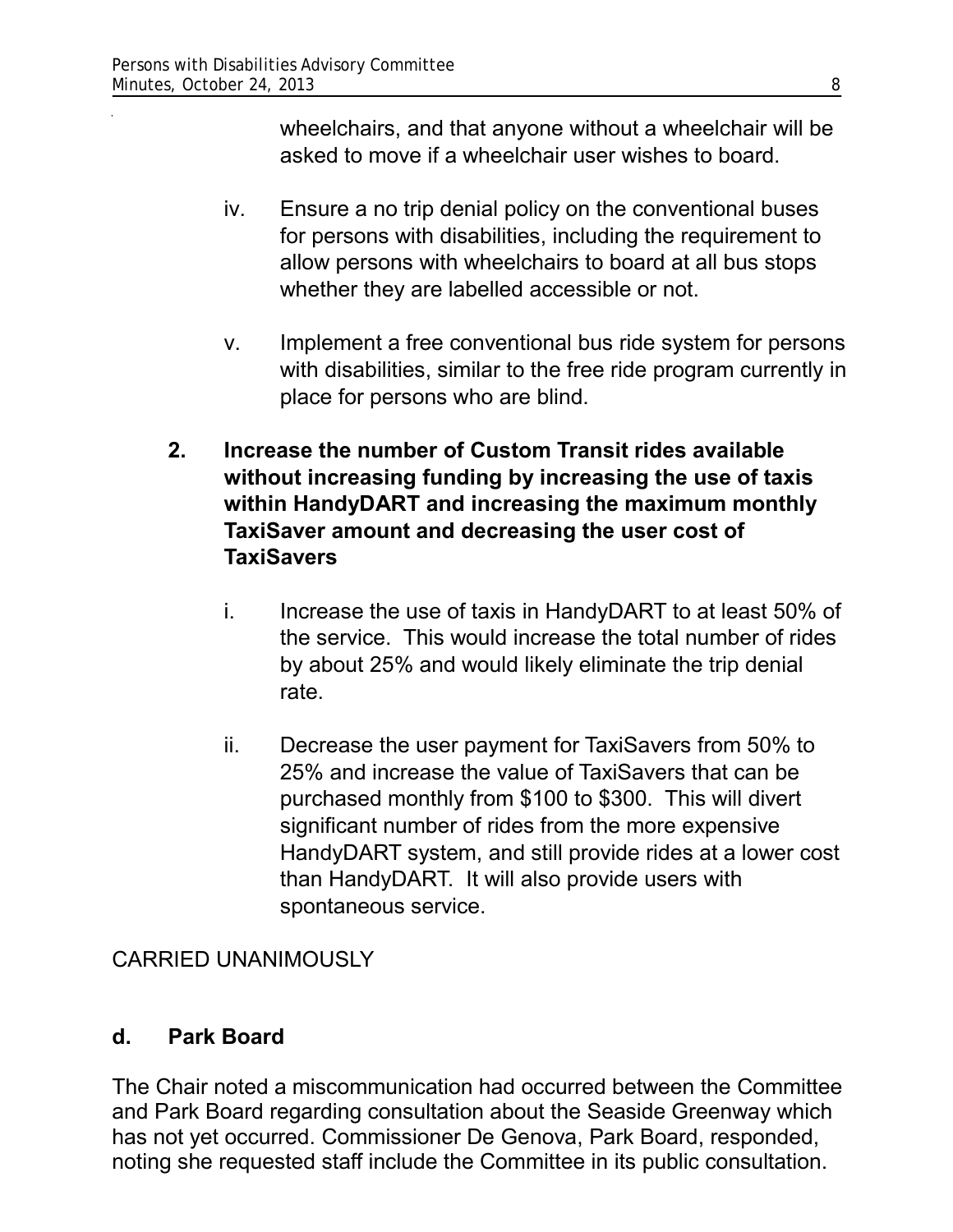wheelchairs, and that anyone without a wheelchair will be asked to move if a wheelchair user wishes to board.

iv. Ensure a no trip denial policy on the conventional buses for persons with disabilities, including the requirement to allow persons with wheelchairs to board at all bus stops whether they are labelled accessible or not.

v. Implement a free conventional bus ride system for persons with disabilities, similar to the free ride program currently in place for persons who are blind.

**2. Increase the number of Custom Transit rides available without increasing funding by increasing the use of taxis within HandyDART and increasing the maximum monthly TaxiSaver amount and decreasing the user cost of TaxiSavers**

i. Increase the use of taxis in HandyDART to at least 50% of the service. This would increase the total number of rides by about 25% and would likely eliminate the trip denial rate.

ii. Decrease the user payment for TaxiSavers from 50% to 25% and increase the value of TaxiSavers that can be purchased monthly from $100 to $300. This will divert significant number of rides from the more expensive HandyDART system, and still provide rides at a lower cost than HandyDART. It will also provide users with spontaneous service.

CARRIED UNANIMOUSLY

### d. Park Board

The Chair noted a miscommunication had occurred between the Committee and Park Board regarding consultation about the Seaside Greenway which has not yet occurred. Commissioner De Genova, Park Board, responded, noting she requested staff include the Committee in its public consultation.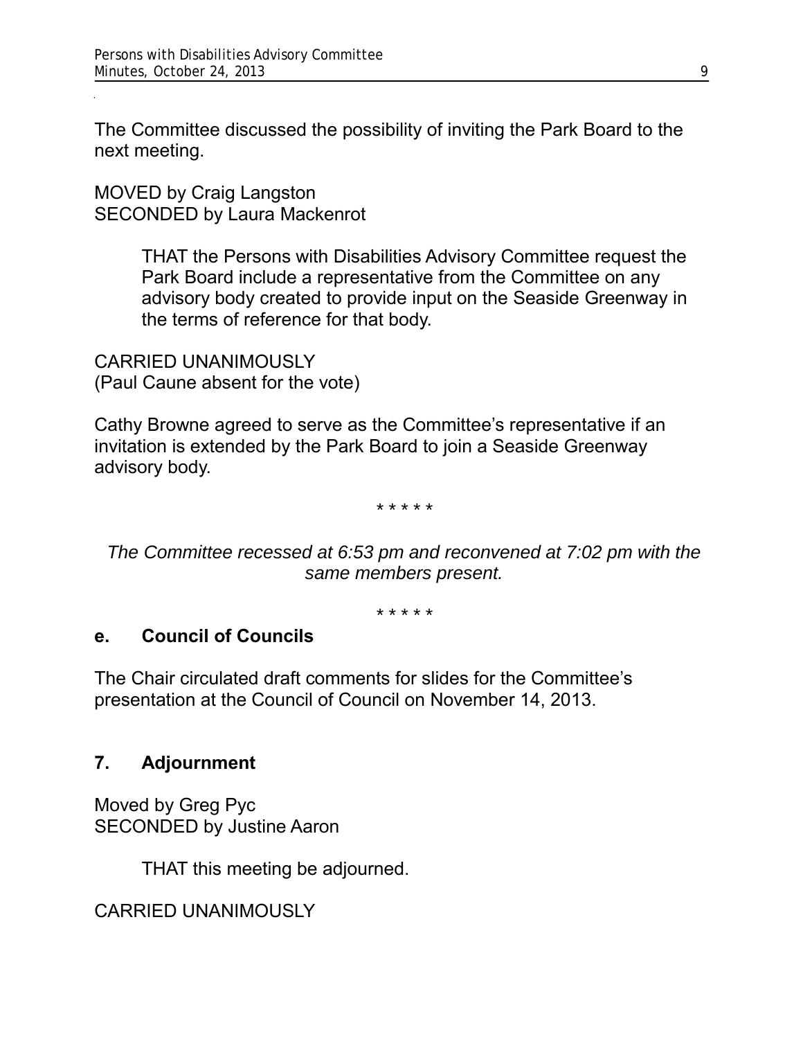The Committee discussed the possibility of inviting the Park Board to the next meeting.

MOVED by Craig Langston
SECONDED by Laura Mackenrot

> THAT the Persons with Disabilities Advisory Committee request the Park Board include a representative from the Committee on any advisory body created to provide input on the Seaside Greenway in the terms of reference for that body.

CARRIED UNANIMOUSLY
(Paul Caune absent for the vote)

Cathy Browne agreed to serve as the Committee's representative if an invitation is extended by the Park Board to join a Seaside Greenway advisory body.

* * * * *

*The Committee recessed at 6:53 pm and reconvened at 7:02 pm with the same members present.*

* * * * *

### e. Council of Councils

The Chair circulated draft comments for slides for the Committee's presentation at the Council of Council on November 14, 2013.

## 7. Adjournment

Moved by Greg Pyc
SECONDED by Justine Aaron

> THAT this meeting be adjourned.

CARRIED UNANIMOUSLY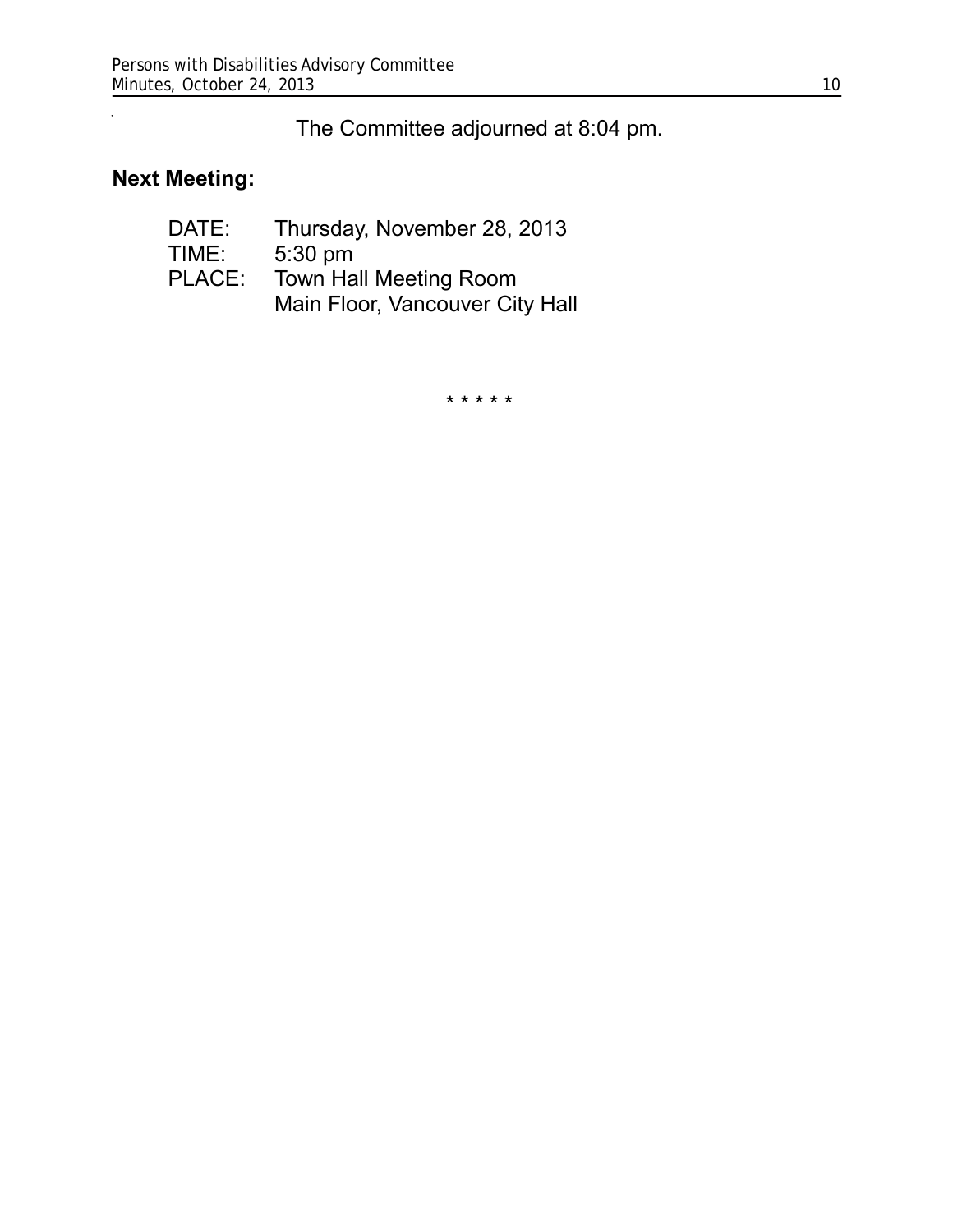The Committee adjourned at 8:04 pm.

## Next Meeting:

| | |
|---|---|
| DATE: | Thursday, November 28, 2013 |
| TIME: | 5:30 pm |
| PLACE: | Town Hall Meeting Room<br>Main Floor, Vancouver City Hall |

* * * * *